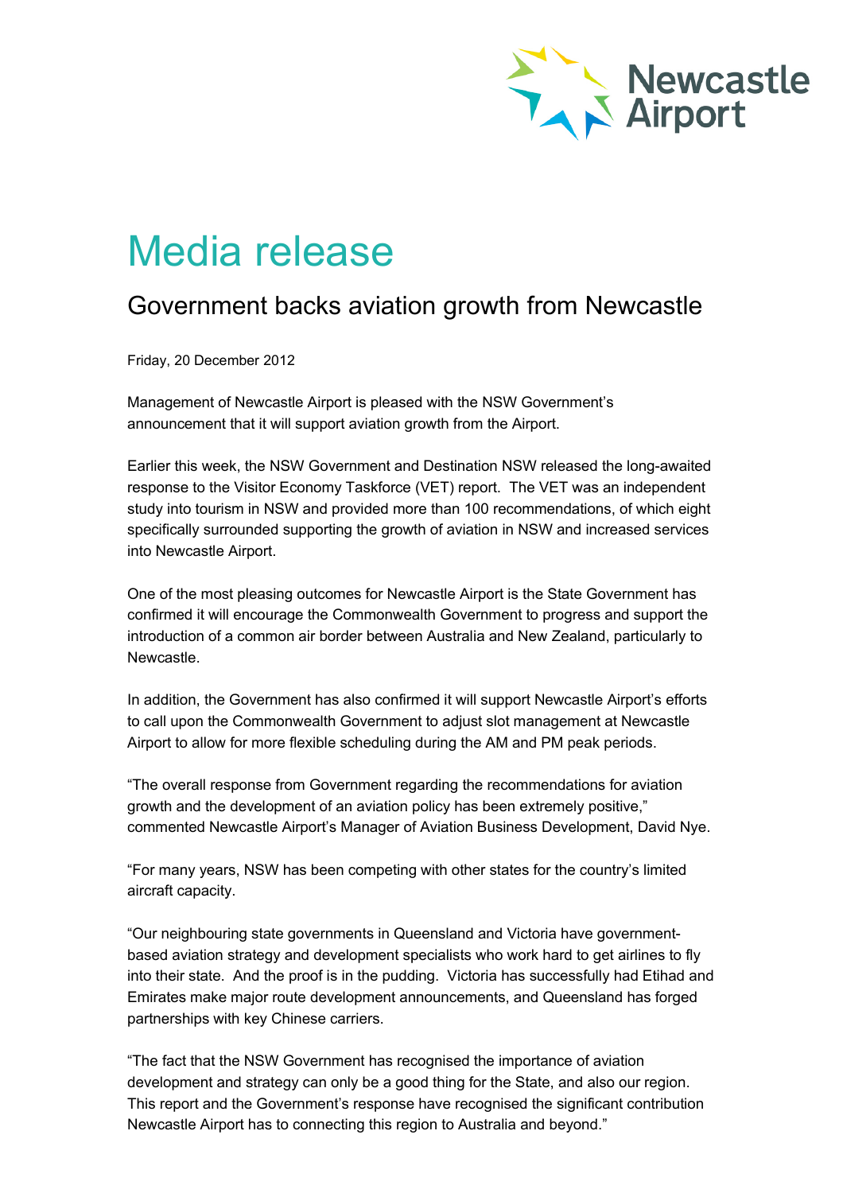Newcastle Airport

# Media release

## Government backs aviation growth from Newcastle

Friday, 20 December 2012

Management of Newcastle Airport is pleased with the NSW Government's announcement that it will support aviation growth from the Airport.

Earlier this week, the NSW Government and Destination NSW released the long-awaited response to the Visitor Economy Taskforce (VET) report. The VET was an independent study into tourism in NSW and provided more than 100 recommendations, of which eight specifically surrounded supporting the growth of aviation in NSW and increased services into Newcastle Airport.

One of the most pleasing outcomes for Newcastle Airport is the State Government has confirmed it will encourage the Commonwealth Government to progress and support the introduction of a common air border between Australia and New Zealand, particularly to Newcastle.

In addition, the Government has also confirmed it will support Newcastle Airport's efforts to call upon the Commonwealth Government to adjust slot management at Newcastle Airport to allow for more flexible scheduling during the AM and PM peak periods.

"The overall response from Government regarding the recommendations for aviation growth and the development of an aviation policy has been extremely positive," commented Newcastle Airport's Manager of Aviation Business Development, David Nye.

"For many years, NSW has been competing with other states for the country's limited aircraft capacity.

"Our neighbouring state governments in Queensland and Victoria have government-based aviation strategy and development specialists who work hard to get airlines to fly into their state. And the proof is in the pudding. Victoria has successfully had Etihad and Emirates make major route development announcements, and Queensland has forged partnerships with key Chinese carriers.

"The fact that the NSW Government has recognised the importance of aviation development and strategy can only be a good thing for the State, and also our region. This report and the Government's response have recognised the significant contribution Newcastle Airport has to connecting this region to Australia and beyond."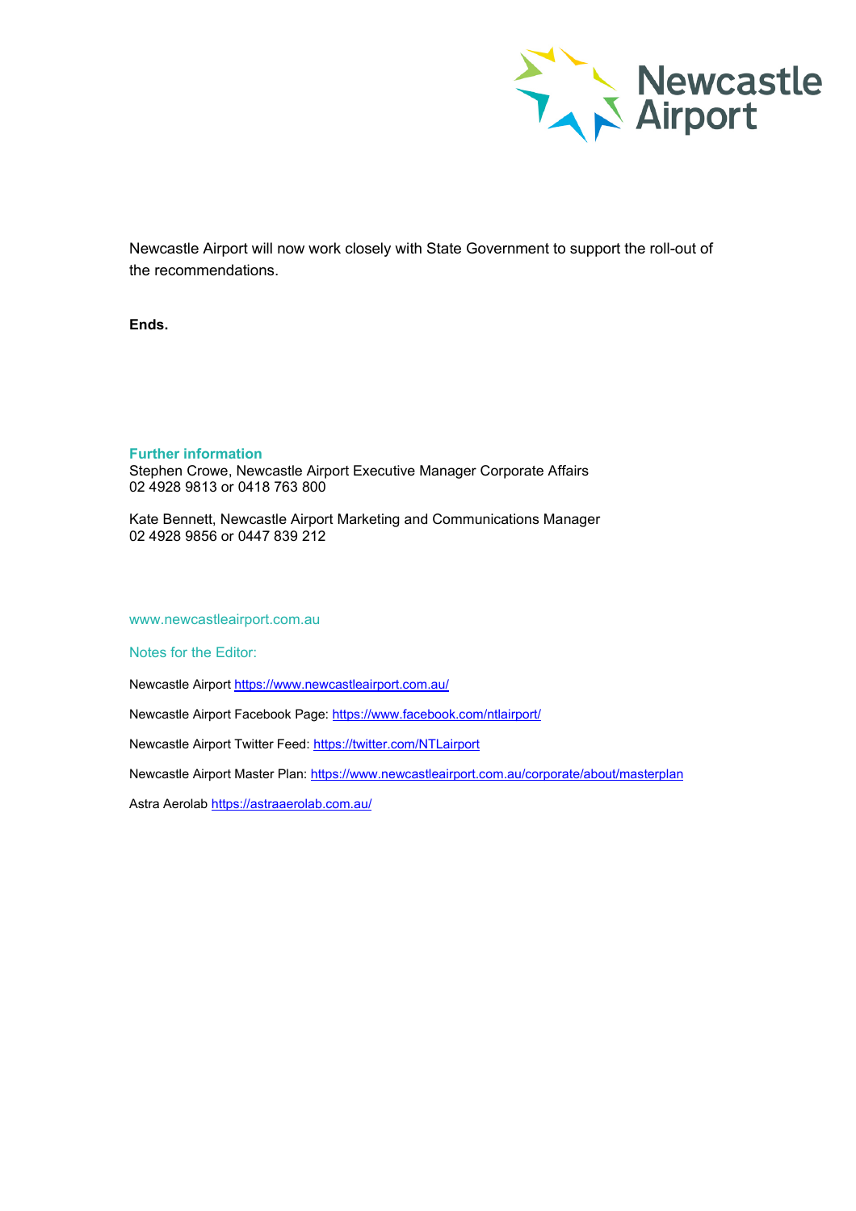Newcastle Airport will now work closely with State Government to support the roll-out of the recommendations.

**Ends.**

**Further information**

Stephen Crowe, Newcastle Airport Executive Manager Corporate Affairs
02 4928 9813 or 0418 763 800

Kate Bennett, Newcastle Airport Marketing and Communications Manager
02 4928 9856 or 0447 839 212

www.newcastleairport.com.au

Notes for the Editor:

Newcastle Airport https://www.newcastleairport.com.au/

Newcastle Airport Facebook Page: https://www.facebook.com/ntlairport/

Newcastle Airport Twitter Feed: https://twitter.com/NTLairport

Newcastle Airport Master Plan: https://www.newcastleairport.com.au/corporate/about/masterplan

Astra Aerolab https://astraaerolab.com.au/